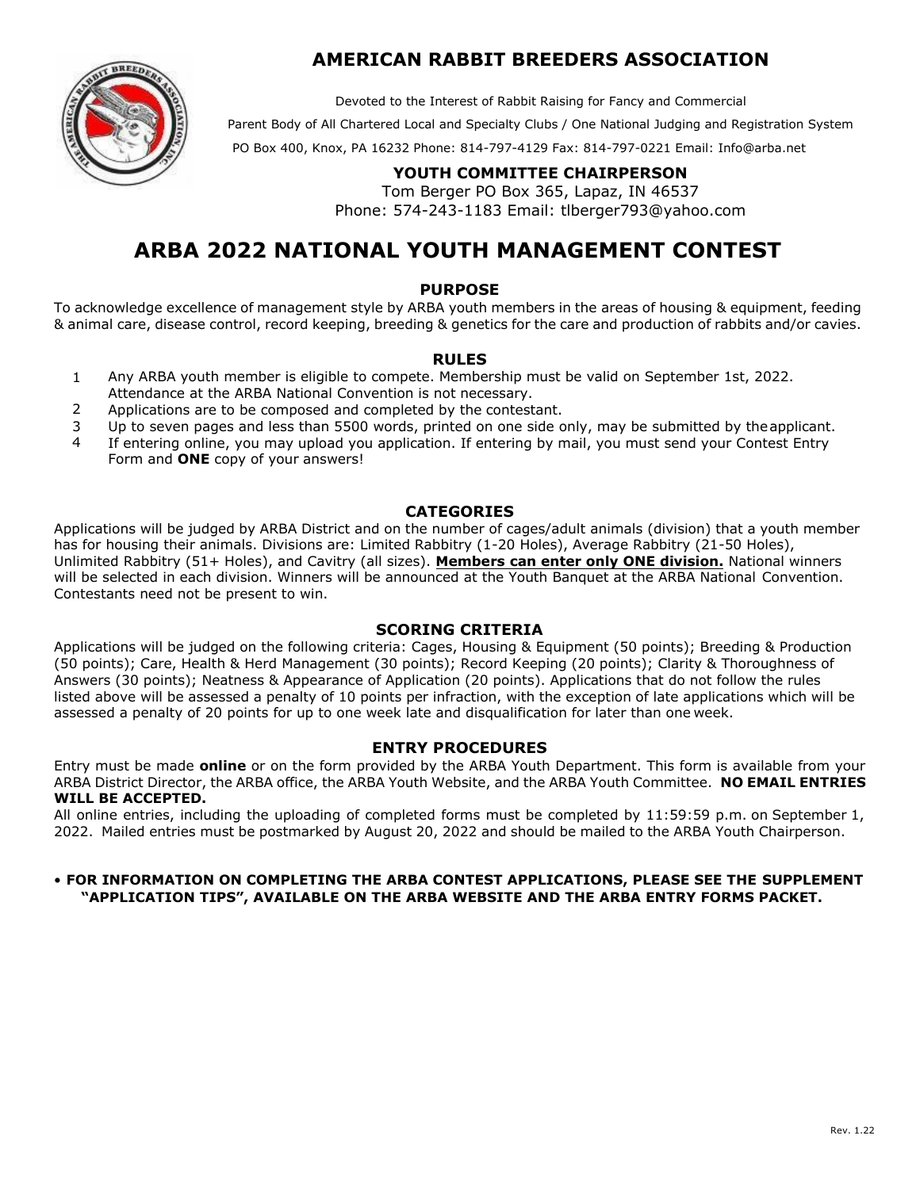# AMERICAN RABBIT BREEDERS ASSOCIATION

Devoted to the Interest of Rabbit Raising for Fancy and Commercial

Parent Body of All Chartered Local and Specialty Clubs / One National Judging and Registration System

PO Box 400, Knox, PA 16232 Phone: 814-797-4129 Fax: 814-797-0221 Email: Info@arba.net

**YOUTH COMMITTEE CHAIRPERSON**

Tom Berger PO Box 365, Lapaz, IN 46537
Phone: 574-243-1183 Email: tlberger793@yahoo.com

# ARBA 2022 NATIONAL YOUTH MANAGEMENT CONTEST

## PURPOSE

To acknowledge excellence of management style by ARBA youth members in the areas of housing & equipment, feeding & animal care, disease control, record keeping, breeding & genetics for the care and production of rabbits and/or cavies.

## RULES

1. Any ARBA youth member is eligible to compete. Membership must be valid on September 1st, 2022. Attendance at the ARBA National Convention is not necessary.
2. Applications are to be composed and completed by the contestant.
3. Up to seven pages and less than 5500 words, printed on one side only, may be submitted by the applicant.
4. If entering online, you may upload you application. If entering by mail, you must send your Contest Entry Form and **ONE** copy of your answers!

## CATEGORIES

Applications will be judged by ARBA District and on the number of cages/adult animals (division) that a youth member has for housing their animals. Divisions are: Limited Rabbitry (1-20 Holes), Average Rabbitry (21-50 Holes), Unlimited Rabbitry (51+ Holes), and Cavitry (all sizes). **Members can enter only ONE division.** National winners will be selected in each division. Winners will be announced at the Youth Banquet at the ARBA National Convention. Contestants need not be present to win.

## SCORING CRITERIA

Applications will be judged on the following criteria: Cages, Housing & Equipment (50 points); Breeding & Production (50 points); Care, Health & Herd Management (30 points); Record Keeping (20 points); Clarity & Thoroughness of Answers (30 points); Neatness & Appearance of Application (20 points). Applications that do not follow the rules listed above will be assessed a penalty of 10 points per infraction, with the exception of late applications which will be assessed a penalty of 20 points for up to one week late and disqualification for later than one week.

## ENTRY PROCEDURES

Entry must be made **online** or on the form provided by the ARBA Youth Department. This form is available from your ARBA District Director, the ARBA office, the ARBA Youth Website, and the ARBA Youth Committee. **NO EMAIL ENTRIES WILL BE ACCEPTED.**

All online entries, including the uploading of completed forms must be completed by 11:59:59 p.m. on September 1, 2022. Mailed entries must be postmarked by August 20, 2022 and should be mailed to the ARBA Youth Chairperson.

- **FOR INFORMATION ON COMPLETING THE ARBA CONTEST APPLICATIONS, PLEASE SEE THE SUPPLEMENT "APPLICATION TIPS", AVAILABLE ON THE ARBA WEBSITE AND THE ARBA ENTRY FORMS PACKET.**

Rev. 1.22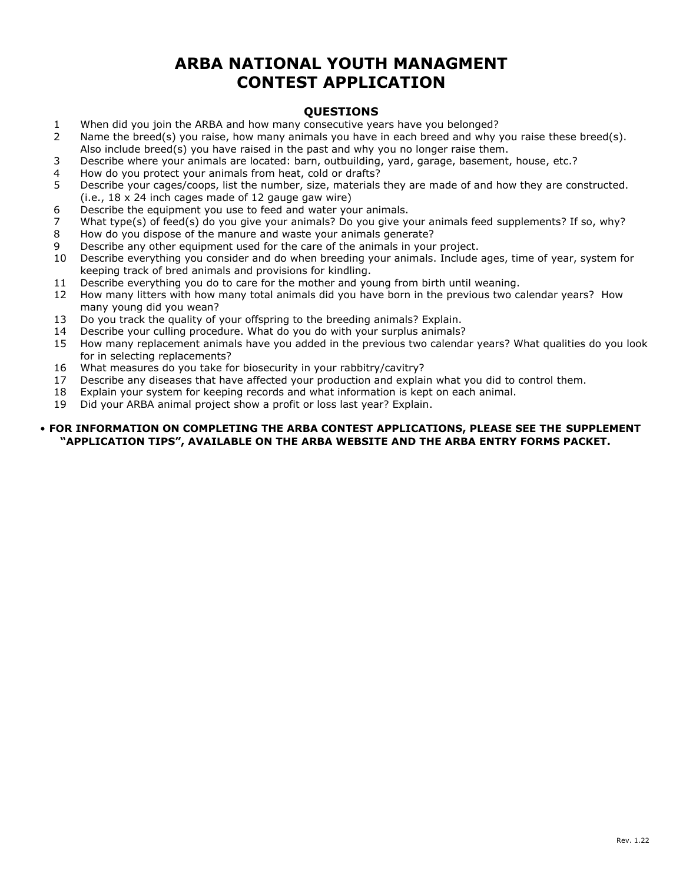# ARBA NATIONAL YOUTH MANAGMENT CONTEST APPLICATION

## QUESTIONS

1. When did you join the ARBA and how many consecutive years have you belonged?
2. Name the breed(s) you raise, how many animals you have in each breed and why you raise these breed(s). Also include breed(s) you have raised in the past and why you no longer raise them.
3. Describe where your animals are located: barn, outbuilding, yard, garage, basement, house, etc.?
4. How do you protect your animals from heat, cold or drafts?
5. Describe your cages/coops, list the number, size, materials they are made of and how they are constructed. (i.e., 18 x 24 inch cages made of 12 gauge gaw wire)
6. Describe the equipment you use to feed and water your animals.
7. What type(s) of feed(s) do you give your animals? Do you give your animals feed supplements? If so, why?
8. How do you dispose of the manure and waste your animals generate?
9. Describe any other equipment used for the care of the animals in your project.
10. Describe everything you consider and do when breeding your animals. Include ages, time of year, system for keeping track of bred animals and provisions for kindling.
11. Describe everything you do to care for the mother and young from birth until weaning.
12. How many litters with how many total animals did you have born in the previous two calendar years? How many young did you wean?
13. Do you track the quality of your offspring to the breeding animals? Explain.
14. Describe your culling procedure. What do you do with your surplus animals?
15. How many replacement animals have you added in the previous two calendar years? What qualities do you look for in selecting replacements?
16. What measures do you take for biosecurity in your rabbitry/cavitry?
17. Describe any diseases that have affected your production and explain what you did to control them.
18. Explain your system for keeping records and what information is kept on each animal.
19. Did your ARBA animal project show a profit or loss last year? Explain.

- **FOR INFORMATION ON COMPLETING THE ARBA CONTEST APPLICATIONS, PLEASE SEE THE SUPPLEMENT "APPLICATION TIPS", AVAILABLE ON THE ARBA WEBSITE AND THE ARBA ENTRY FORMS PACKET.**

Rev. 1.22